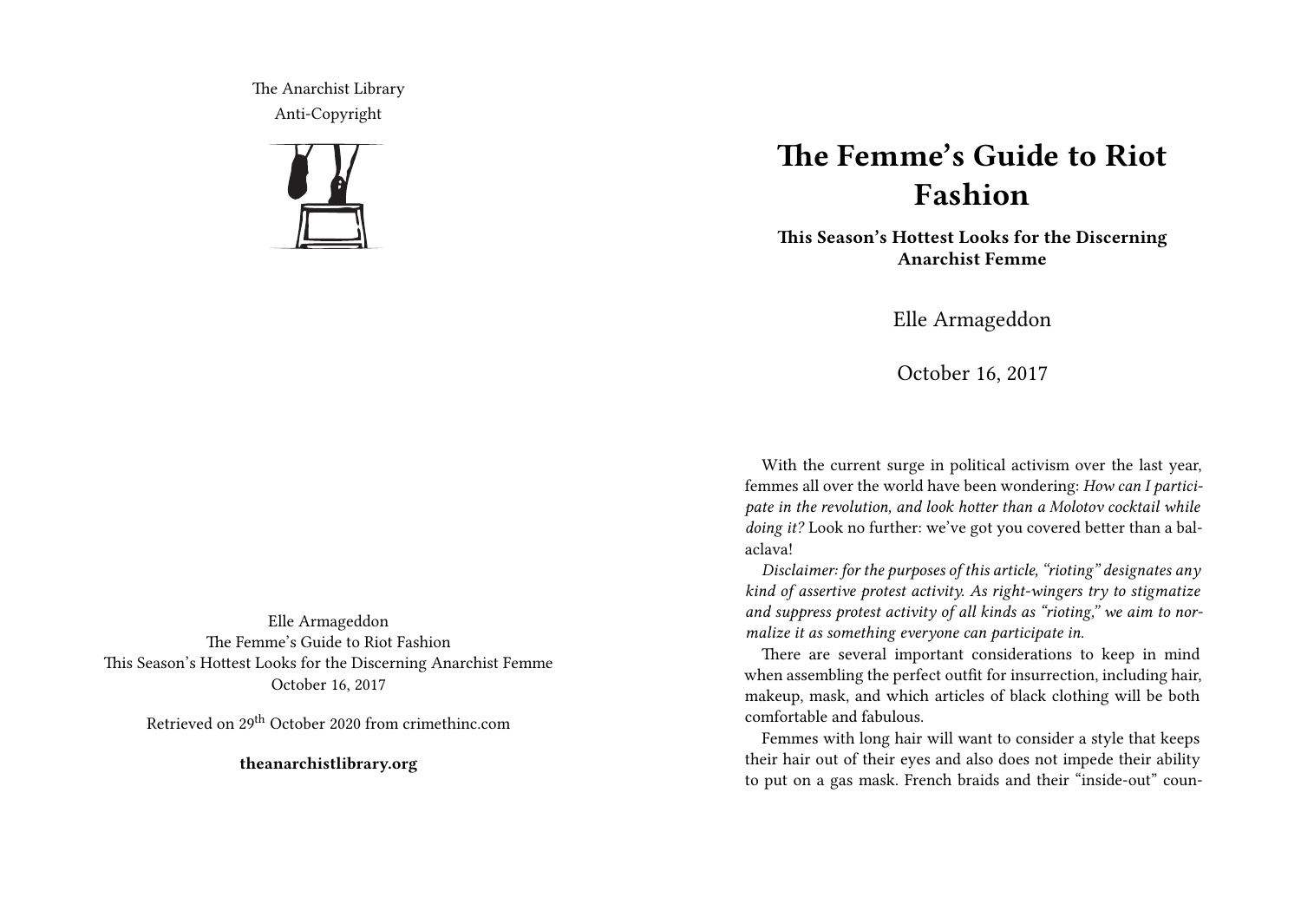The Anarchist Library
Anti-Copyright

Elle Armageddon
The Femme's Guide to Riot Fashion
This Season's Hottest Looks for the Discerning Anarchist Femme
October 16, 2017

Retrieved on 29th October 2020 from crimethinc.com

**theanarchistlibrary.org**

# The Femme's Guide to Riot Fashion

**This Season's Hottest Looks for the Discerning Anarchist Femme**

Elle Armageddon

October 16, 2017

With the current surge in political activism over the last year, femmes all over the world have been wondering: *How can I participate in the revolution, and look hotter than a Molotov cocktail while doing it?* Look no further: we've got you covered better than a balaclava!

*Disclaimer: for the purposes of this article, "rioting" designates any kind of assertive protest activity. As right-wingers try to stigmatize and suppress protest activity of all kinds as "rioting," we aim to normalize it as something everyone can participate in.*

There are several important considerations to keep in mind when assembling the perfect outfit for insurrection, including hair, makeup, mask, and which articles of black clothing will be both comfortable and fabulous.

Femmes with long hair will want to consider a style that keeps their hair out of their eyes and also does not impede their ability to put on a gas mask. French braids and their "inside-out" coun-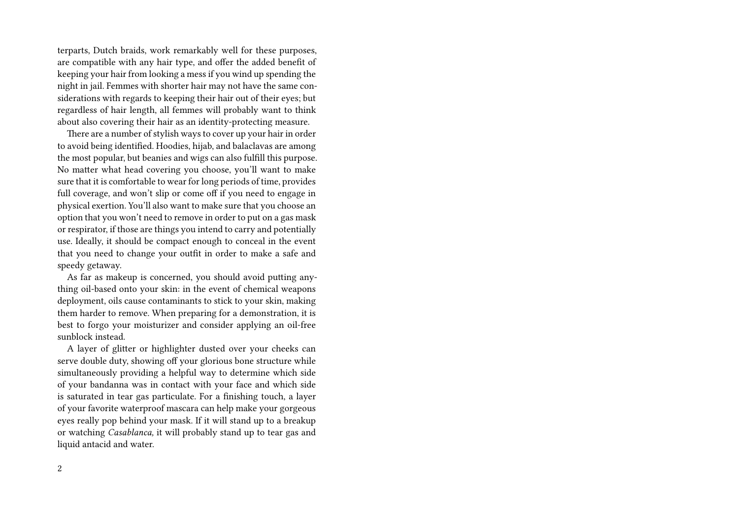terparts, Dutch braids, work remarkably well for these purposes, are compatible with any hair type, and offer the added benefit of keeping your hair from looking a mess if you wind up spending the night in jail. Femmes with shorter hair may not have the same considerations with regards to keeping their hair out of their eyes; but regardless of hair length, all femmes will probably want to think about also covering their hair as an identity-protecting measure.

There are a number of stylish ways to cover up your hair in order to avoid being identified. Hoodies, hijab, and balaclavas are among the most popular, but beanies and wigs can also fulfill this purpose. No matter what head covering you choose, you'll want to make sure that it is comfortable to wear for long periods of time, provides full coverage, and won't slip or come off if you need to engage in physical exertion. You'll also want to make sure that you choose an option that you won't need to remove in order to put on a gas mask or respirator, if those are things you intend to carry and potentially use. Ideally, it should be compact enough to conceal in the event that you need to change your outfit in order to make a safe and speedy getaway.

As far as makeup is concerned, you should avoid putting anything oil-based onto your skin: in the event of chemical weapons deployment, oils cause contaminants to stick to your skin, making them harder to remove. When preparing for a demonstration, it is best to forgo your moisturizer and consider applying an oil-free sunblock instead.

A layer of glitter or highlighter dusted over your cheeks can serve double duty, showing off your glorious bone structure while simultaneously providing a helpful way to determine which side of your bandanna was in contact with your face and which side is saturated in tear gas particulate. For a finishing touch, a layer of your favorite waterproof mascara can help make your gorgeous eyes really pop behind your mask. If it will stand up to a breakup or watching *Casablanca,* it will probably stand up to tear gas and liquid antacid and water.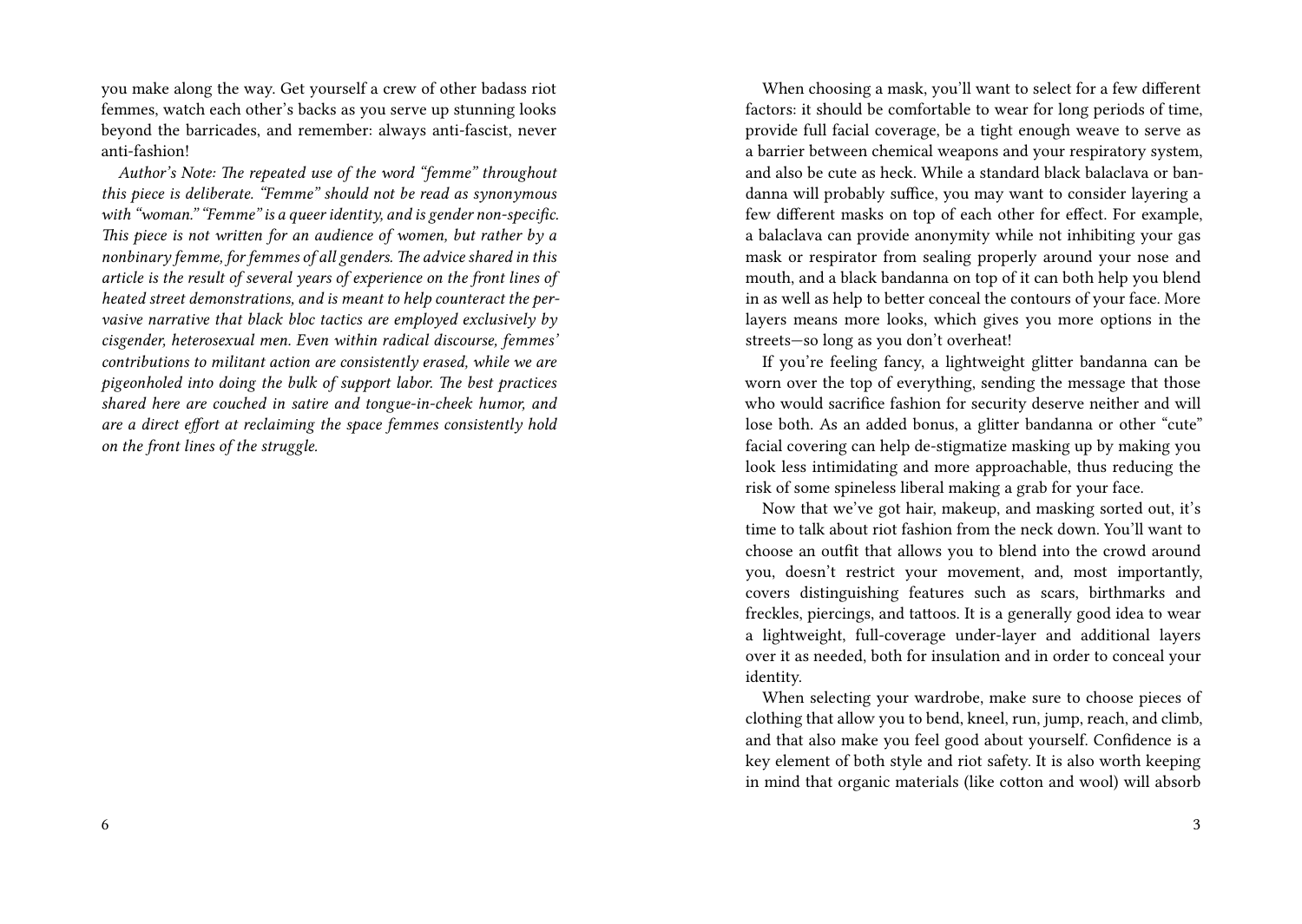you make along the way. Get yourself a crew of other badass riot femmes, watch each other's backs as you serve up stunning looks beyond the barricades, and remember: always anti-fascist, never anti-fashion!

*Author's Note: The repeated use of the word "femme" throughout this piece is deliberate. "Femme" should not be read as synonymous with "woman." "Femme" is a queer identity, and is gender non-specific. This piece is not written for an audience of women, but rather by a nonbinary femme, for femmes of all genders. The advice shared in this article is the result of several years of experience on the front lines of heated street demonstrations, and is meant to help counteract the pervasive narrative that black bloc tactics are employed exclusively by cisgender, heterosexual men. Even within radical discourse, femmes' contributions to militant action are consistently erased, while we are pigeonholed into doing the bulk of support labor. The best practices shared here are couched in satire and tongue-in-cheek humor, and are a direct effort at reclaiming the space femmes consistently hold on the front lines of the struggle.*

When choosing a mask, you'll want to select for a few different factors: it should be comfortable to wear for long periods of time, provide full facial coverage, be a tight enough weave to serve as a barrier between chemical weapons and your respiratory system, and also be cute as heck. While a standard black balaclava or bandanna will probably suffice, you may want to consider layering a few different masks on top of each other for effect. For example, a balaclava can provide anonymity while not inhibiting your gas mask or respirator from sealing properly around your nose and mouth, and a black bandanna on top of it can both help you blend in as well as help to better conceal the contours of your face. More layers means more looks, which gives you more options in the streets—so long as you don't overheat!

If you're feeling fancy, a lightweight glitter bandanna can be worn over the top of everything, sending the message that those who would sacrifice fashion for security deserve neither and will lose both. As an added bonus, a glitter bandanna or other "cute" facial covering can help de-stigmatize masking up by making you look less intimidating and more approachable, thus reducing the risk of some spineless liberal making a grab for your face.

Now that we've got hair, makeup, and masking sorted out, it's time to talk about riot fashion from the neck down. You'll want to choose an outfit that allows you to blend into the crowd around you, doesn't restrict your movement, and, most importantly, covers distinguishing features such as scars, birthmarks and freckles, piercings, and tattoos. It is a generally good idea to wear a lightweight, full-coverage under-layer and additional layers over it as needed, both for insulation and in order to conceal your identity.

When selecting your wardrobe, make sure to choose pieces of clothing that allow you to bend, kneel, run, jump, reach, and climb, and that also make you feel good about yourself. Confidence is a key element of both style and riot safety. It is also worth keeping in mind that organic materials (like cotton and wool) will absorb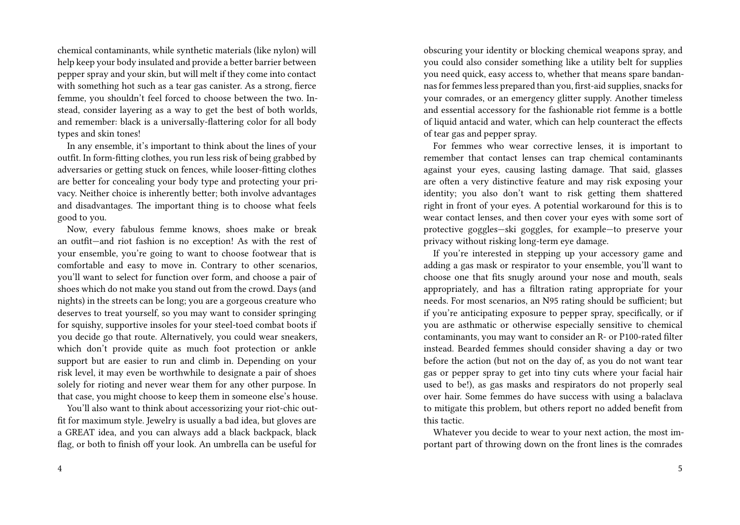chemical contaminants, while synthetic materials (like nylon) will help keep your body insulated and provide a better barrier between pepper spray and your skin, but will melt if they come into contact with something hot such as a tear gas canister. As a strong, fierce femme, you shouldn't feel forced to choose between the two. Instead, consider layering as a way to get the best of both worlds, and remember: black is a universally-flattering color for all body types and skin tones!

In any ensemble, it's important to think about the lines of your outfit. In form-fitting clothes, you run less risk of being grabbed by adversaries or getting stuck on fences, while looser-fitting clothes are better for concealing your body type and protecting your privacy. Neither choice is inherently better; both involve advantages and disadvantages. The important thing is to choose what feels good to you.

Now, every fabulous femme knows, shoes make or break an outfit—and riot fashion is no exception! As with the rest of your ensemble, you're going to want to choose footwear that is comfortable and easy to move in. Contrary to other scenarios, you'll want to select for function over form, and choose a pair of shoes which do not make you stand out from the crowd. Days (and nights) in the streets can be long; you are a gorgeous creature who deserves to treat yourself, so you may want to consider springing for squishy, supportive insoles for your steel-toed combat boots if you decide go that route. Alternatively, you could wear sneakers, which don't provide quite as much foot protection or ankle support but are easier to run and climb in. Depending on your risk level, it may even be worthwhile to designate a pair of shoes solely for rioting and never wear them for any other purpose. In that case, you might choose to keep them in someone else's house.

You'll also want to think about accessorizing your riot-chic outfit for maximum style. Jewelry is usually a bad idea, but gloves are a GREAT idea, and you can always add a black backpack, black flag, or both to finish off your look. An umbrella can be useful for obscuring your identity or blocking chemical weapons spray, and you could also consider something like a utility belt for supplies you need quick, easy access to, whether that means spare bandannas for femmes less prepared than you, first-aid supplies, snacks for your comrades, or an emergency glitter supply. Another timeless and essential accessory for the fashionable riot femme is a bottle of liquid antacid and water, which can help counteract the effects of tear gas and pepper spray.

For femmes who wear corrective lenses, it is important to remember that contact lenses can trap chemical contaminants against your eyes, causing lasting damage. That said, glasses are often a very distinctive feature and may risk exposing your identity; you also don't want to risk getting them shattered right in front of your eyes. A potential workaround for this is to wear contact lenses, and then cover your eyes with some sort of protective goggles—ski goggles, for example—to preserve your privacy without risking long-term eye damage.

If you're interested in stepping up your accessory game and adding a gas mask or respirator to your ensemble, you'll want to choose one that fits snugly around your nose and mouth, seals appropriately, and has a filtration rating appropriate for your needs. For most scenarios, an N95 rating should be sufficient; but if you're anticipating exposure to pepper spray, specifically, or if you are asthmatic or otherwise especially sensitive to chemical contaminants, you may want to consider an R- or P100-rated filter instead. Bearded femmes should consider shaving a day or two before the action (but not on the day of, as you do not want tear gas or pepper spray to get into tiny cuts where your facial hair used to be!), as gas masks and respirators do not properly seal over hair. Some femmes do have success with using a balaclava to mitigate this problem, but others report no added benefit from this tactic.

Whatever you decide to wear to your next action, the most important part of throwing down on the front lines is the comrades